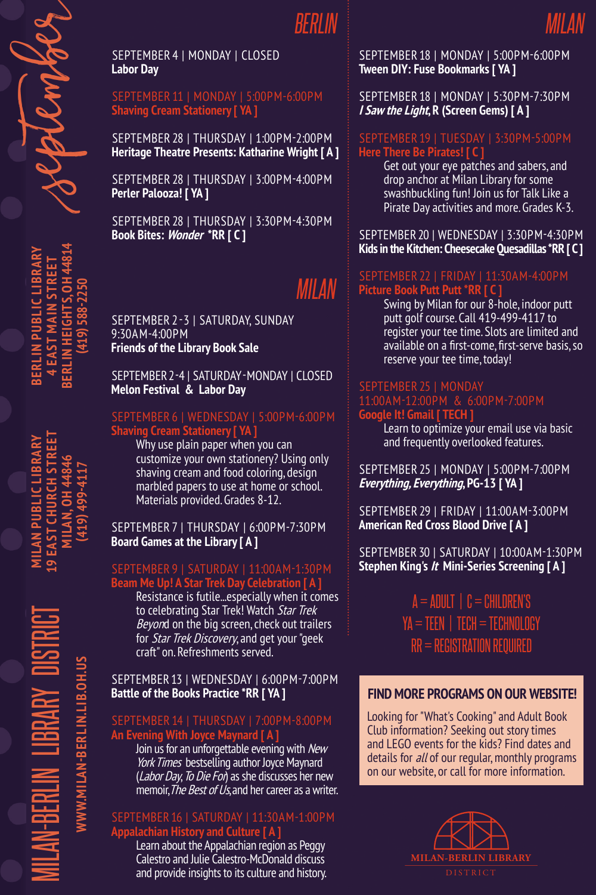# September

## MILAN-BERLIN LIBRARY DISTRICT

WWW.MILAN-BERLIN.LIB.OH.US

**MILAN PUBLIC LIBRARY**
19 EAST CHURCH STREET
MILAN, OH 44846
(419) 499-4117

**BERLIN PUBLIC LIBRARY**
4 EAST MAIN STREET
BERLIN HEIGHTS, OH 44814
(419) 588-2250

## BERLIN

SEPTEMBER 4 | MONDAY | CLOSED
**Labor Day**

SEPTEMBER 11 | MONDAY | 5:00PM-6:00PM
**Shaving Cream Stationery [ YA ]**

SEPTEMBER 28 | THURSDAY | 1:00PM-2:00PM
**Heritage Theatre Presents: Katharine Wright [ A ]**

SEPTEMBER 28 | THURSDAY | 3:00PM-4:00PM
**Perler Palooza! [ YA ]**

SEPTEMBER 28 | THURSDAY | 3:30PM-4:30PM
**Book Bites: *Wonder* *RR [ C ]**

## MILAN

SEPTEMBER 2-3 | SATURDAY, SUNDAY
9:30AM-4:00PM
**Friends of the Library Book Sale**

SEPTEMBER 2-4 | SATURDAY-MONDAY | CLOSED
**Melon Festival & Labor Day**

SEPTEMBER 6 | WEDNESDAY | 5:00PM-6:00PM
**Shaving Cream Stationery [ YA ]**
Why use plain paper when you can customize your own stationery? Using only shaving cream and food coloring, design marbled papers to use at home or school. Materials provided. Grades 8-12.

SEPTEMBER 7 | THURSDAY | 6:00PM-7:30PM
**Board Games at the Library [ A ]**

SEPTEMBER 9 | SATURDAY | 11:00AM-1:30PM
**Beam Me Up! A Star Trek Day Celebration [ A ]**
Resistance is futile...especially when it comes to celebrating Star Trek! Watch *Star Trek Beyond* on the big screen, check out trailers for *Star Trek Discovery*, and get your "geek craft" on. Refreshments served.

SEPTEMBER 13 | WEDNESDAY | 6:00PM-7:00PM
**Battle of the Books Practice *RR [ YA ]**

SEPTEMBER 14 | THURSDAY | 7:00PM-8:00PM
**An Evening With Joyce Maynard [ A ]**
Join us for an unforgettable evening with *New York Times* bestselling author Joyce Maynard (*Labor Day*, *To Die For*) as she discusses her new memoir, *The Best of Us*, and her career as a writer.

SEPTEMBER 16 | SATURDAY | 11:30AM-1:00PM
**Appalachian History and Culture [ A ]**
Learn about the Appalachian region as Peggy Calestro and Julie Calestro-McDonald discuss and provide insights to its culture and history.

SEPTEMBER 18 | MONDAY | 5:00PM-6:00PM
**Tween DIY: Fuse Bookmarks [ YA ]**

SEPTEMBER 18 | MONDAY | 5:30PM-7:30PM
***I Saw the Light*, R (Screen Gems) [ A ]**

SEPTEMBER 19 | TUESDAY | 3:30PM-5:00PM
**Here There Be Pirates! [ C ]**
Get out your eye patches and sabers, and drop anchor at Milan Library for some swashbuckling fun! Join us for Talk Like a Pirate Day activities and more. Grades K-3.

SEPTEMBER 20 | WEDNESDAY | 3:30PM-4:30PM
**Kids in the Kitchen: Cheesecake Quesadillas *RR [ C ]**

SEPTEMBER 22 | FRIDAY | 11:30AM-4:00PM
**Picture Book Putt Putt *RR [ C ]**
Swing by Milan for our 8-hole, indoor putt putt golf course. Call 419-499-4117 to register your tee time. Slots are limited and available on a first-come, first-serve basis, so reserve your tee time, today!

SEPTEMBER 25 | MONDAY
11:00AM-12:00PM & 6:00PM-7:00PM
**Google It! Gmail [ TECH ]**
Learn to optimize your email use via basic and frequently overlooked features.

SEPTEMBER 25 | MONDAY | 5:00PM-7:00PM
***Everything, Everything*, PG-13 [ YA ]**

SEPTEMBER 29 | FRIDAY | 11:00AM-3:00PM
**American Red Cross Blood Drive [ A ]**

SEPTEMBER 30 | SATURDAY | 10:00AM-1:30PM
**Stephen King's *It* Mini-Series Screening [ A ]**

A = ADULT | C = CHILDREN'S
YA = TEEN | TECH = TECHNOLOGY
RR = REGISTRATION REQUIRED

### FIND MORE PROGRAMS ON OUR WEBSITE!

Looking for "What's Cooking" and Adult Book Club information? Seeking out story times and LEGO events for the kids? Find dates and details for *all* of our regular, monthly programs on our website, or call for more information.

MILAN-BERLIN LIBRARY DISTRICT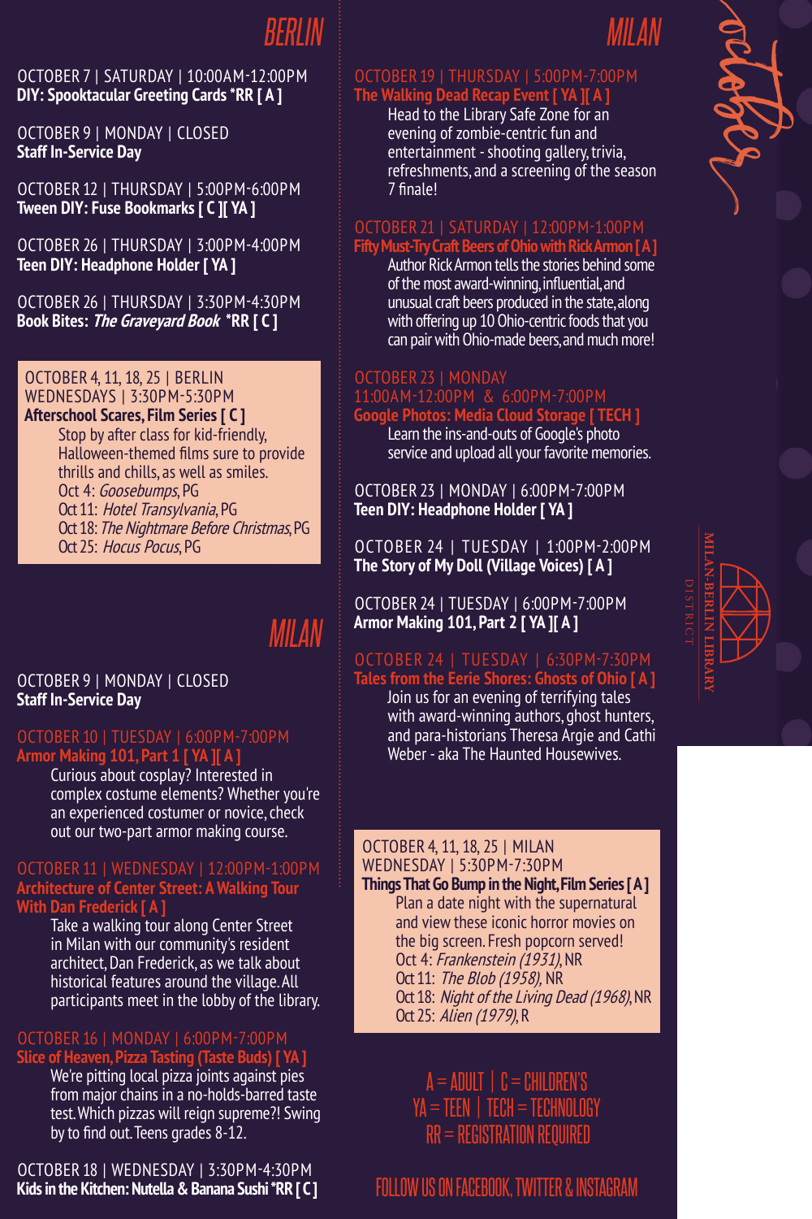# BERLIN

OCTOBER 7 | SATURDAY | 10:00AM-12:00PM
**DIY: Spooktacular Greeting Cards *RR [ A ]**

OCTOBER 9 | MONDAY | CLOSED
**Staff In-Service Day**

OCTOBER 12 | THURSDAY | 5:00PM-6:00PM
**Tween DIY: Fuse Bookmarks [ C ][ YA ]**

OCTOBER 26 | THURSDAY | 3:00PM-4:00PM
**Teen DIY: Headphone Holder [ YA ]**

OCTOBER 26 | THURSDAY | 3:30PM-4:30PM
**Book Bites: *The Graveyard Book* *RR [ C ]**

OCTOBER 4, 11, 18, 25 | BERLIN
WEDNESDAYS | 3:30PM-5:30PM
**Afterschool Scares, Film Series [ C ]**

Stop by after class for kid-friendly, Halloween-themed films sure to provide thrills and chills, as well as smiles.
Oct 4: *Goosebumps*, PG
Oct 11: *Hotel Transylvania*, PG
Oct 18: *The Nightmare Before Christmas*, PG
Oct 25: *Hocus Pocus*, PG

# MILAN

OCTOBER 9 | MONDAY | CLOSED
**Staff In-Service Day**

OCTOBER 10 | TUESDAY | 6:00PM-7:00PM
**Armor Making 101, Part 1 [ YA ][ A ]**

Curious about cosplay? Interested in complex costume elements? Whether you're an experienced costumer or novice, check out our two-part armor making course.

OCTOBER 11 | WEDNESDAY | 12:00PM-1:00PM
**Architecture of Center Street: A Walking Tour With Dan Frederick [ A ]**

Take a walking tour along Center Street in Milan with our community's resident architect, Dan Frederick, as we talk about historical features around the village. All participants meet in the lobby of the library.

OCTOBER 16 | MONDAY | 6:00PM-7:00PM
**Slice of Heaven, Pizza Tasting (Taste Buds) [ YA ]**

We're pitting local pizza joints against pies from major chains in a no-holds-barred taste test. Which pizzas will reign supreme?! Swing by to find out. Teens grades 8-12.

OCTOBER 18 | WEDNESDAY | 3:30PM-4:30PM
**Kids in the Kitchen: Nutella & Banana Sushi *RR [ C ]**

# MILAN

OCTOBER 19 | THURSDAY | 5:00PM-7:00PM
**The Walking Dead Recap Event [ YA ][ A ]**

Head to the Library Safe Zone for an evening of zombie-centric fun and entertainment - shooting gallery, trivia, refreshments, and a screening of the season 7 finale!

OCTOBER 21 | SATURDAY | 12:00PM-1:00PM
**Fifty Must-Try Craft Beers of Ohio with Rick Armon [ A ]**

Author Rick Armon tells the stories behind some of the most award-winning, influential, and unusual craft beers produced in the state, along with offering up 10 Ohio-centric foods that you can pair with Ohio-made beers, and much more!

OCTOBER 23 | MONDAY
11:00AM-12:00PM & 6:00PM-7:00PM
**Google Photos: Media Cloud Storage [ TECH ]**

Learn the ins-and-outs of Google's photo service and upload all your favorite memories.

OCTOBER 23 | MONDAY | 6:00PM-7:00PM
**Teen DIY: Headphone Holder [ YA ]**

OCTOBER 24 | TUESDAY | 1:00PM-2:00PM
**The Story of My Doll (Village Voices) [ A ]**

OCTOBER 24 | TUESDAY | 6:00PM-7:00PM
**Armor Making 101, Part 2 [ YA ][ A ]**

OCTOBER 24 | TUESDAY | 6:30PM-7:30PM
**Tales from the Eerie Shores: Ghosts of Ohio [ A ]**

Join us for an evening of terrifying tales with award-winning authors, ghost hunters, and para-historians Theresa Argie and Cathi Weber - aka The Haunted Housewives.

OCTOBER 4, 11, 18, 25 | MILAN
WEDNESDAY | 5:30PM-7:30PM
**Things That Go Bump in the Night, Film Series [ A ]**

Plan a date night with the supernatural and view these iconic horror movies on the big screen. Fresh popcorn served!
Oct 4: *Frankenstein (1931)*, NR
Oct 11: *The Blob (1958)*, NR
Oct 18: *Night of the Living Dead (1968)*, NR
Oct 25: *Alien (1979)*, R

A = ADULT | C = CHILDREN'S
YA = TEEN | TECH = TECHNOLOGY
RR = REGISTRATION REQUIRED

FOLLOW US ON FACEBOOK, TWITTER & INSTAGRAM

October

MILAN-BERLIN LIBRARY DISTRICT